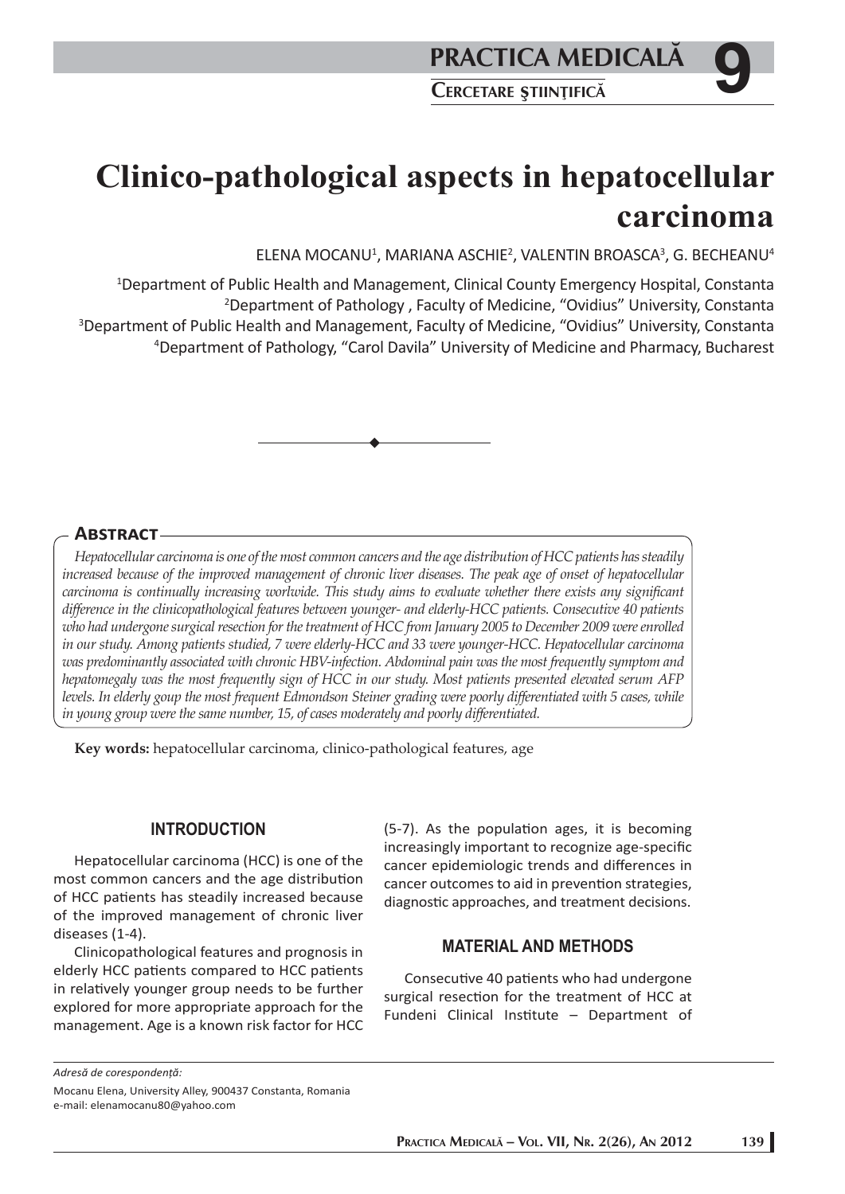# Clinico-pathological aspects in hepatocellular carcinoma

ELENA MOCANU[1], MARIANA ASCHIE[2], VALENTIN BROASCA[3], G. BECHEANU[4]

[1]Department of Public Health and Management, Clinical County Emergency Hospital, Constanta
[2]Department of Pathology , Faculty of Medicine, "Ovidius" University, Constanta
[3]Department of Public Health and Management, Faculty of Medicine, "Ovidius" University, Constanta
[4]Department of Pathology, "Carol Davila" University of Medicine and Pharmacy, Bucharest

## Abstract

*Hepatocellular carcinoma is one of the most common cancers and the age distribution of HCC patients has steadily increased because of the improved management of chronic liver diseases. The peak age of onset of hepatocellular carcinoma is continually increasing worlwide. This study aims to evaluate whether there exists any significant difference in the clinicopathological features between younger- and elderly-HCC patients. Consecutive 40 patients who had undergone surgical resection for the treatment of HCC from January 2005 to December 2009 were enrolled in our study. Among patients studied, 7 were elderly-HCC and 33 were younger-HCC. Hepatocellular carcinoma was predominantly associated with chronic HBV-infection. Abdominal pain was the most frequently symptom and hepatomegaly was the most frequently sign of HCC in our study. Most patients presented elevated serum AFP levels. In elderly goup the most frequent Edmondson Steiner grading were poorly differentiated with 5 cases, while in young group were the same number, 15, of cases moderately and poorly differentiated.*

**Key words:** hepatocellular carcinoma, clinico-pathological features, age

## INTRODUCTION

Hepatocellular carcinoma (HCC) is one of the most common cancers and the age distribution of HCC patients has steadily increased because of the improved management of chronic liver diseases (1-4).

Clinicopathological features and prognosis in elderly HCC patients compared to HCC patients in relatively younger group needs to be further explored for more appropriate approach for the management. Age is a known risk factor for HCC (5-7). As the population ages, it is becoming increasingly important to recognize age-specific cancer epidemiologic trends and differences in cancer outcomes to aid in prevention strategies, diagnostic approaches, and treatment decisions.

## MATERIAL AND METHODS

Consecutive 40 patients who had undergone surgical resection for the treatment of HCC at Fundeni Clinical Institute – Department of

*Adresă de corespondenţă:*

Mocanu Elena, University Alley, 900437 Constanta, Romania
e-mail: elenamocanu80@yahoo.com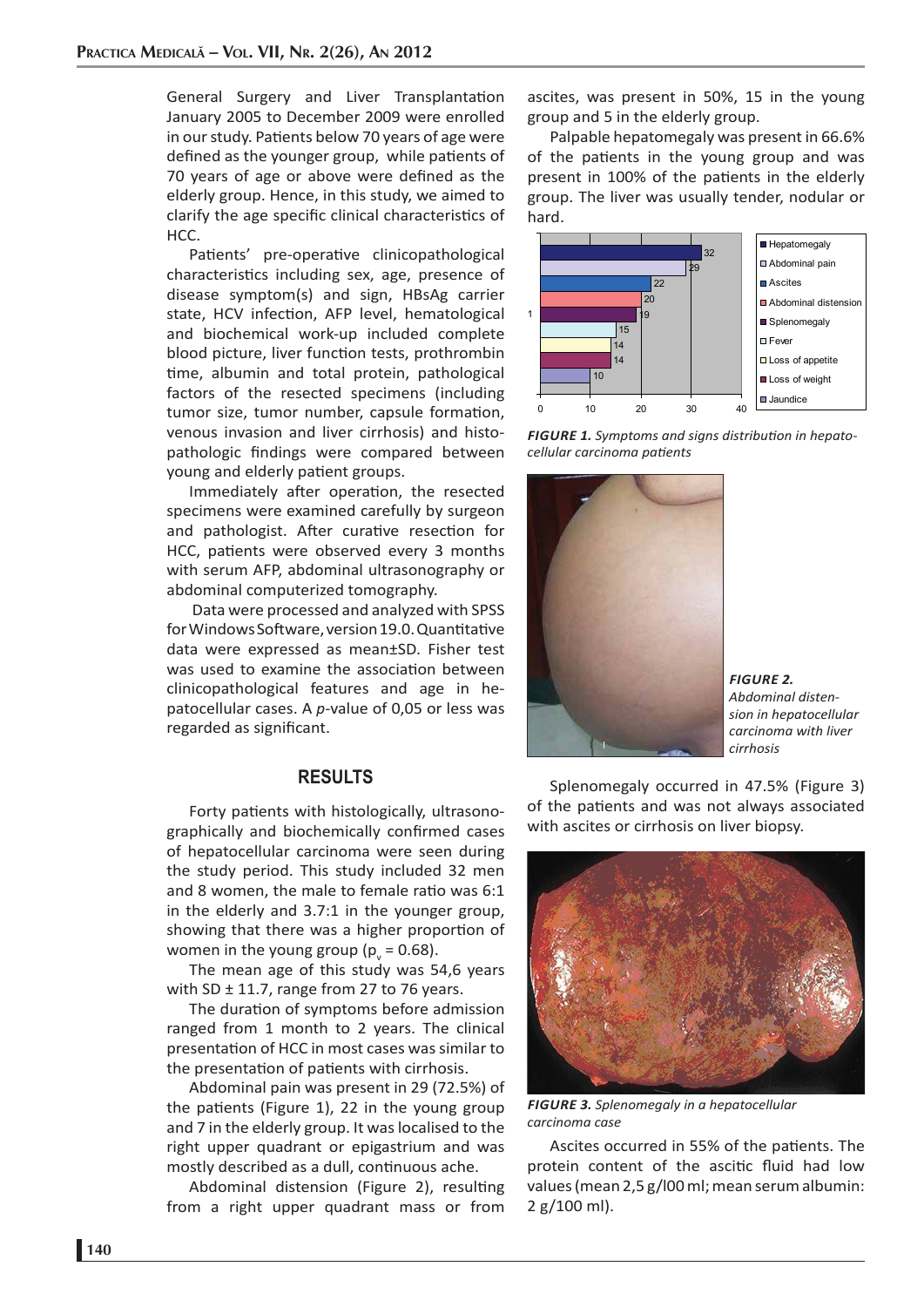General Surgery and Liver Transplantation January 2005 to December 2009 were enrolled in our study. Patients below 70 years of age were defined as the younger group, while patients of 70 years of age or above were defined as the elderly group. Hence, in this study, we aimed to clarify the age specific clinical characteristics of HCC.

Patients' pre-operative clinicopathological characteristics including sex, age, presence of disease symptom(s) and sign, HBsAg carrier state, HCV infection, AFP level, hematological and biochemical work-up included complete blood picture, liver function tests, prothrombin time, albumin and total protein, pathological factors of the resected specimens (including tumor size, tumor number, capsule formation, venous invasion and liver cirrhosis) and histopathologic findings were compared between young and elderly patient groups.

Immediately after operation, the resected specimens were examined carefully by surgeon and pathologist. After curative resection for HCC, patients were observed every 3 months with serum AFP, abdominal ultrasonography or abdominal computerized tomography.

Data were processed and analyzed with SPSS for Windows Software, version 19.0. Quantitative data were expressed as mean±SD. Fisher test was used to examine the association between clinicopathological features and age in hepatocellular cases. A *p*-value of 0,05 or less was regarded as significant.

## RESULTS

Forty patients with histologically, ultrasonographically and biochemically confirmed cases of hepatocellular carcinoma were seen during the study period. This study included 32 men and 8 women, the male to female ratio was 6:1 in the elderly and 3.7:1 in the younger group, showing that there was a higher proportion of women in the young group ($p_v = 0.68$).

The mean age of this study was 54,6 years with SD ± 11.7, range from 27 to 76 years.

The duration of symptoms before admission ranged from 1 month to 2 years. The clinical presentation of HCC in most cases was similar to the presentation of patients with cirrhosis.

Abdominal pain was present in 29 (72.5%) of the patients (Figure 1), 22 in the young group and 7 in the elderly group. It was localised to the right upper quadrant or epigastrium and was mostly described as a dull, continuous ache.

Abdominal distension (Figure 2), resulting from a right upper quadrant mass or from ascites, was present in 50%, 15 in the young group and 5 in the elderly group.

Palpable hepatomegaly was present in 66.6% of the patients in the young group and was present in 100% of the patients in the elderly group. The liver was usually tender, nodular or hard.

| Symptom/sign | Value |
|---|---|
| Hepatomegaly | 32 |
| Abdominal pain | 29 |
| Ascites | 22 |
| Abdominal distension | 20 |
| Splenomegaly | 19 |
| Fever | 15 |
| Loss of appetite | 14 |
| Loss of weight | 14 |
| Jaundice | 10 |

***FIGURE 1.*** *Symptoms and signs distribution in hepatocellular carcinoma patients*

***FIGURE 2.*** *Abdominal distension in hepatocellular carcinoma with liver cirrhosis*

Splenomegaly occurred in 47.5% (Figure 3) of the patients and was not always associated with ascites or cirrhosis on liver biopsy.

***FIGURE 3.*** *Splenomegaly in a hepatocellular carcinoma case*

Ascites occurred in 55% of the patients. The protein content of the ascitic fluid had low values (mean 2,5 g/l00 ml; mean serum albumin: 2 g/100 ml).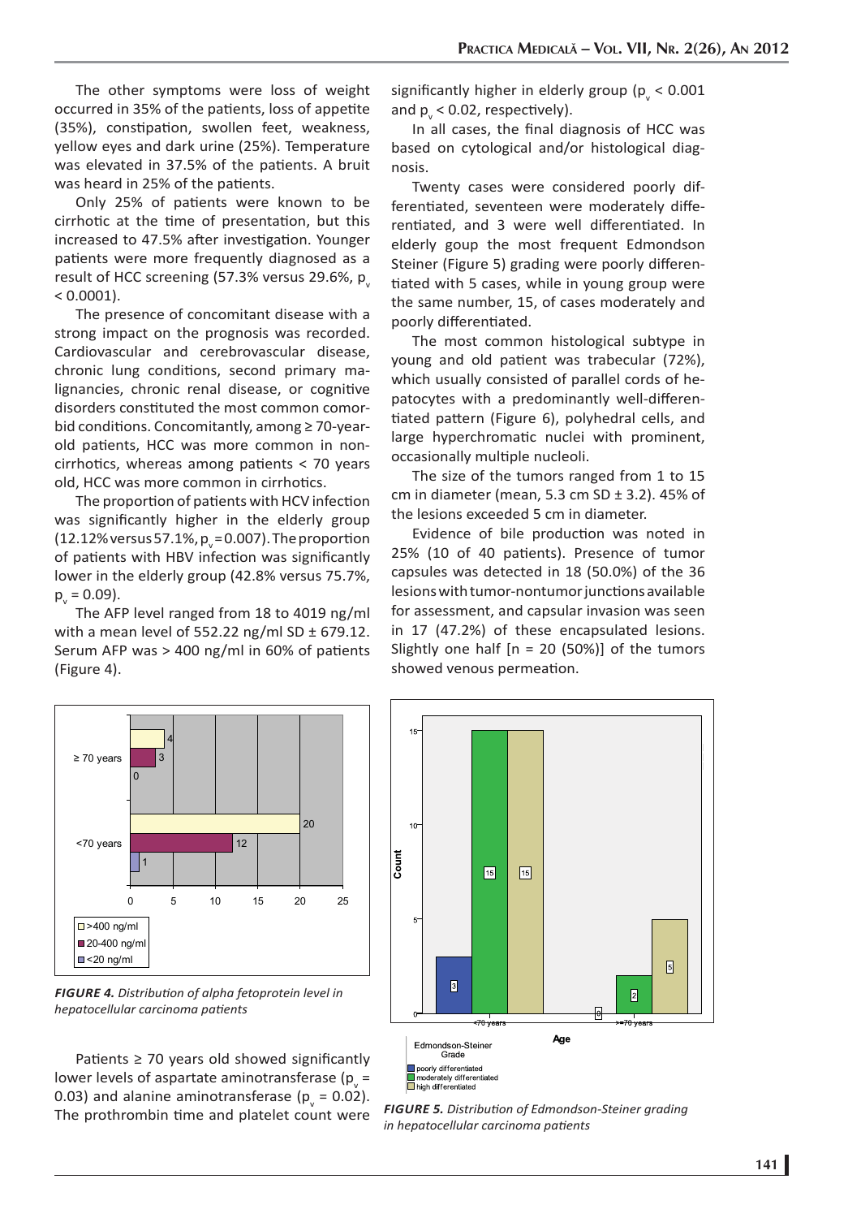The other symptoms were loss of weight occurred in 35% of the patients, loss of appetite (35%), constipation, swollen feet, weakness, yellow eyes and dark urine (25%). Temperature was elevated in 37.5% of the patients. A bruit was heard in 25% of the patients.

Only 25% of patients were known to be cirrhotic at the time of presentation, but this increased to 47.5% after investigation. Younger patients were more frequently diagnosed as a result of HCC screening (57.3% versus 29.6%, $p_v < 0.0001$).

The presence of concomitant disease with a strong impact on the prognosis was recorded. Cardiovascular and cerebrovascular disease, chronic lung conditions, second primary malignancies, chronic renal disease, or cognitive disorders constituted the most common comorbid conditions. Concomitantly, among ≥ 70-year-old patients, HCC was more common in noncirrhotics, whereas among patients < 70 years old, HCC was more common in cirrhotics.

The proportion of patients with HCV infection was significantly higher in the elderly group (12.12% versus 57.1%, $p_v = 0.007$). The proportion of patients with HBV infection was significantly lower in the elderly group (42.8% versus 75.7%, $p_v = 0.09$).

The AFP level ranged from 18 to 4019 ng/ml with a mean level of 552.22 ng/ml SD ± 679.12. Serum AFP was > 400 ng/ml in 60% of patients (Figure 4).

*FIGURE 4. Distribution of alpha fetoprotein level in hepatocellular carcinoma patients*

Patients ≥ 70 years old showed significantly lower levels of aspartate aminotransferase ($p_v = 0.03$) and alanine aminotransferase ($p_v = 0.02$). The prothrombin time and platelet count were significantly higher in elderly group ($p_v < 0.001$ and $p_v < 0.02$, respectively).

In all cases, the final diagnosis of HCC was based on cytological and/or histological diagnosis.

Twenty cases were considered poorly differentiated, seventeen were moderately differentiated, and 3 were well differentiated. In elderly goup the most frequent Edmondson Steiner (Figure 5) grading were poorly differentiated with 5 cases, while in young group were the same number, 15, of cases moderately and poorly differentiated.

The most common histological subtype in young and old patient was trabecular (72%), which usually consisted of parallel cords of hepatocytes with a predominantly well-differentiated pattern (Figure 6), polyhedral cells, and large hyperchromatic nuclei with prominent, occasionally multiple nucleoli.

The size of the tumors ranged from 1 to 15 cm in diameter (mean, 5.3 cm SD ± 3.2). 45% of the lesions exceeded 5 cm in diameter.

Evidence of bile production was noted in 25% (10 of 40 patients). Presence of tumor capsules was detected in 18 (50.0%) of the 36 lesions with tumor-nontumor junctions available for assessment, and capsular invasion was seen in 17 (47.2%) of these encapsulated lesions. Slightly one half [n = 20 (50%)] of the tumors showed venous permeation.

*FIGURE 5. Distribution of Edmondson-Steiner grading in hepatocellular carcinoma patients*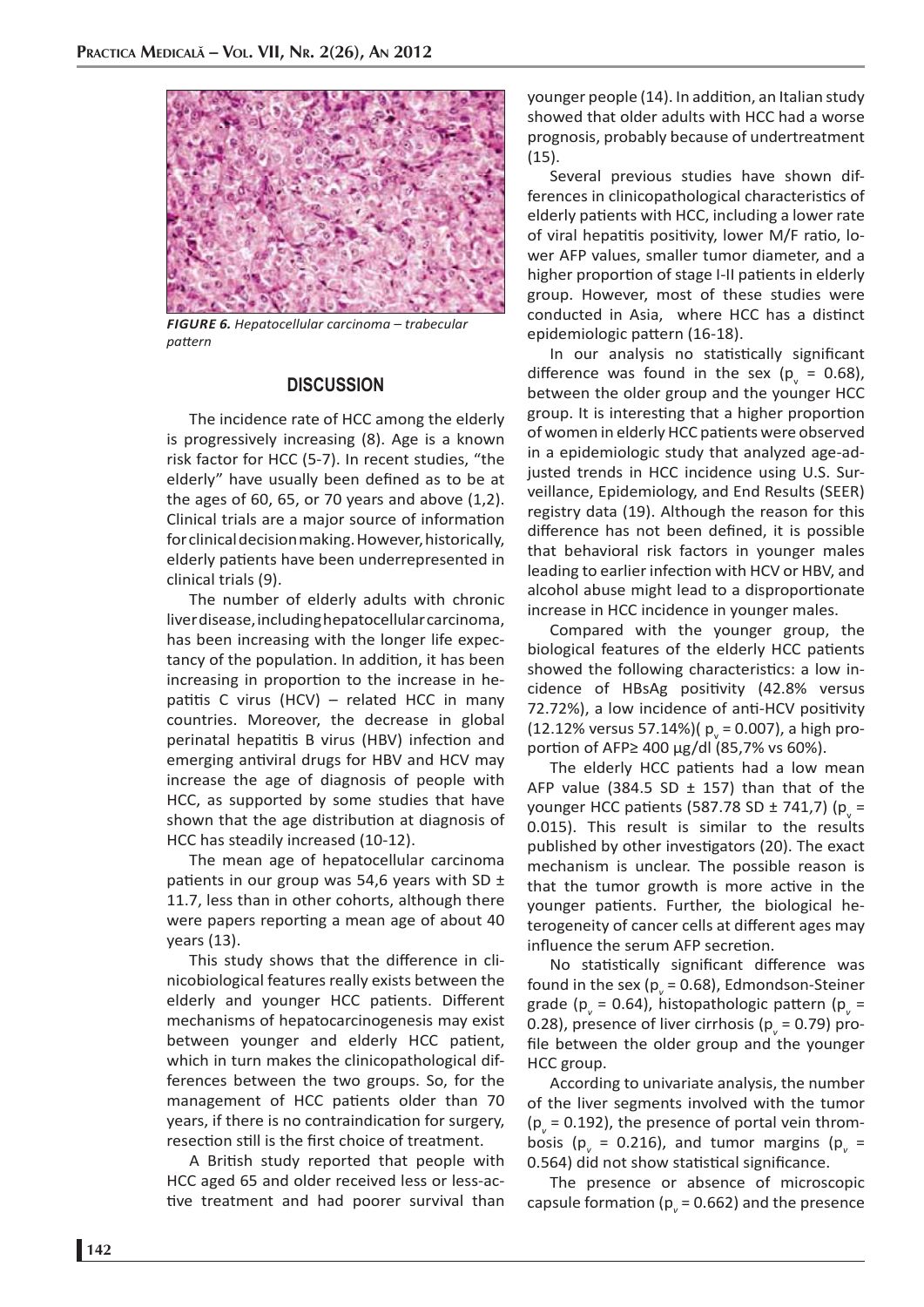*FIGURE 6. Hepatocellular carcinoma – trabecular pattern*

## DISCUSSION

The incidence rate of HCC among the elderly is progressively increasing (8). Age is a known risk factor for HCC (5-7). In recent studies, "the elderly" have usually been defined as to be at the ages of 60, 65, or 70 years and above (1,2). Clinical trials are a major source of information for clinical decision making. However, historically, elderly patients have been underrepresented in clinical trials (9).

The number of elderly adults with chronic liver disease, including hepatocellular carcinoma, has been increasing with the longer life expectancy of the population. In addition, it has been increasing in proportion to the increase in hepatitis C virus (HCV) – related HCC in many countries. Moreover, the decrease in global perinatal hepatitis B virus (HBV) infection and emerging antiviral drugs for HBV and HCV may increase the age of diagnosis of people with HCC, as supported by some studies that have shown that the age distribution at diagnosis of HCC has steadily increased (10-12).

The mean age of hepatocellular carcinoma patients in our group was 54,6 years with SD ± 11.7, less than in other cohorts, although there were papers reporting a mean age of about 40 years (13).

This study shows that the difference in clinicobiological features really exists between the elderly and younger HCC patients. Different mechanisms of hepatocarcinogenesis may exist between younger and elderly HCC patient, which in turn makes the clinicopathological differences between the two groups. So, for the management of HCC patients older than 70 years, if there is no contraindication for surgery, resection still is the first choice of treatment.

A British study reported that people with HCC aged 65 and older received less or less-active treatment and had poorer survival than younger people (14). In addition, an Italian study showed that older adults with HCC had a worse prognosis, probably because of undertreatment (15).

Several previous studies have shown differences in clinicopathological characteristics of elderly patients with HCC, including a lower rate of viral hepatitis positivity, lower M/F ratio, lower AFP values, smaller tumor diameter, and a higher proportion of stage I-II patients in elderly group. However, most of these studies were conducted in Asia, where HCC has a distinct epidemiologic pattern (16-18).

In our analysis no statistically significant difference was found in the sex ($p_v = 0.68$), between the older group and the younger HCC group. It is interesting that a higher proportion of women in elderly HCC patients were observed in a epidemiologic study that analyzed age-adjusted trends in HCC incidence using U.S. Surveillance, Epidemiology, and End Results (SEER) registry data (19). Although the reason for this difference has not been defined, it is possible that behavioral risk factors in younger males leading to earlier infection with HCV or HBV, and alcohol abuse might lead to a disproportionate increase in HCC incidence in younger males.

Compared with the younger group, the biological features of the elderly HCC patients showed the following characteristics: a low incidence of HBsAg positivity (42.8% versus 72.72%), a low incidence of anti-HCV positivity (12.12% versus 57.14%)( $p_v = 0.007$), a high proportion of AFP≥ 400 μg/dl (85,7% vs 60%).

The elderly HCC patients had a low mean AFP value (384.5 SD ± 157) than that of the younger HCC patients (587.78 SD ± 741,7) ($p_v = 0.015$). This result is similar to the results published by other investigators (20). The exact mechanism is unclear. The possible reason is that the tumor growth is more active in the younger patients. Further, the biological heterogeneity of cancer cells at different ages may influence the serum AFP secretion.

No statistically significant difference was found in the sex ($p_v = 0.68$), Edmondson-Steiner grade ($p_v = 0.64$), histopathologic pattern ($p_v = 0.28$), presence of liver cirrhosis ($p_v = 0.79$) profile between the older group and the younger HCC group.

According to univariate analysis, the number of the liver segments involved with the tumor ($p_v = 0.192$), the presence of portal vein thrombosis ($p_v = 0.216$), and tumor margins ($p_v = 0.564$) did not show statistical significance.

The presence or absence of microscopic capsule formation ($p_v = 0.662$) and the presence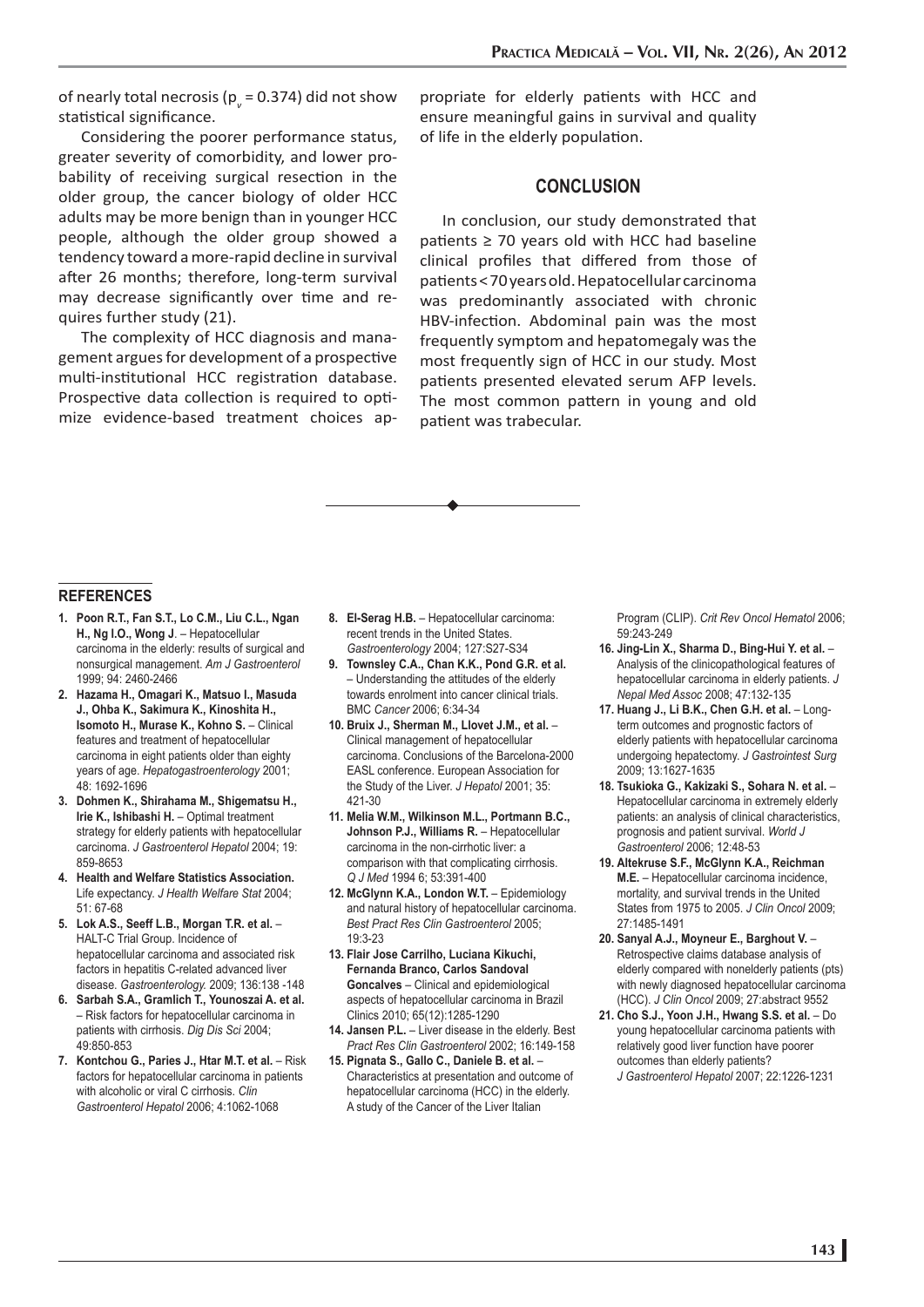of nearly total necrosis ($p_v = 0.374$) did not show statistical significance.

Considering the poorer performance status, greater severity of comorbidity, and lower probability of receiving surgical resection in the older group, the cancer biology of older HCC adults may be more benign than in younger HCC people, although the older group showed a tendency toward a more-rapid decline in survival after 26 months; therefore, long-term survival may decrease significantly over time and requires further study (21).

The complexity of HCC diagnosis and management argues for development of a prospective multi-institutional HCC registration database. Prospective data collection is required to optimize evidence-based treatment choices appropriate for elderly patients with HCC and ensure meaningful gains in survival and quality of life in the elderly population.

## CONCLUSION

In conclusion, our study demonstrated that patients ≥ 70 years old with HCC had baseline clinical profiles that differed from those of patients < 70 years old. Hepatocellular carcinoma was predominantly associated with chronic HBV-infection. Abdominal pain was the most frequently symptom and hepatomegaly was the most frequently sign of HCC in our study. Most patients presented elevated serum AFP levels. The most common pattern in young and old patient was trabecular.

## REFERENCES

1. **Poon R.T., Fan S.T., Lo C.M., Liu C.L., Ngan H., Ng I.O., Wong J**. – Hepatocellular carcinoma in the elderly: results of surgical and nonsurgical management. *Am J Gastroenterol* 1999; 94: 2460-2466
2. **Hazama H., Omagari K., Matsuo I., Masuda J., Ohba K., Sakimura K., Kinoshita H., Isomoto H., Murase K., Kohno S.** – Clinical features and treatment of hepatocellular carcinoma in eight patients older than eighty years of age. *Hepatogastroenterology* 2001; 48: 1692-1696
3. **Dohmen K., Shirahama M., Shigematsu H., Irie K., Ishibashi H.** – Optimal treatment strategy for elderly patients with hepatocellular carcinoma. *J Gastroenterol Hepatol* 2004; 19: 859-8653
4. **Health and Welfare Statistics Association.** Life expectancy. *J Health Welfare Stat* 2004; 51: 67-68
5. **Lok A.S., Seeff L.B., Morgan T.R. et al.** – HALT-C Trial Group. Incidence of hepatocellular carcinoma and associated risk factors in hepatitis C-related advanced liver disease. *Gastroenterology.* 2009; 136:138 -148
6. **Sarbah S.A., Gramlich T., Younoszai A. et al.** – Risk factors for hepatocellular carcinoma in patients with cirrhosis. *Dig Dis Sci* 2004; 49:850-853
7. **Kontchou G., Paries J., Htar M.T. et al.** – Risk factors for hepatocellular carcinoma in patients with alcoholic or viral C cirrhosis. *Clin Gastroenterol Hepatol* 2006; 4:1062-1068
8. **El-Serag H.B.** – Hepatocellular carcinoma: recent trends in the United States. *Gastroenterology* 2004; 127:S27-S34
9. **Townsley C.A., Chan K.K., Pond G.R. et al.** – Understanding the attitudes of the elderly towards enrolment into cancer clinical trials. BMC *Cancer* 2006; 6:34-34
10. **Bruix J., Sherman M., Llovet J.M., et al.** – Clinical management of hepatocellular carcinoma. Conclusions of the Barcelona-2000 EASL conference. European Association for the Study of the Liver. *J Hepatol* 2001; 35: 421-30
11. **Melia W.M., Wilkinson M.L., Portmann B.C., Johnson P.J., Williams R.** – Hepatocellular carcinoma in the non-cirrhotic liver: a comparison with that complicating cirrhosis. *Q J Med* 1994 6; 53:391-400
12. **McGlynn K.A., London W.T.** – Epidemiology and natural history of hepatocellular carcinoma. *Best Pract Res Clin Gastroenterol* 2005; 19:3-23
13. **Flair Jose Carrilho, Luciana Kikuchi, Fernanda Branco, Carlos Sandoval Goncalves** – Clinical and epidemiological aspects of hepatocellular carcinoma in Brazil Clinics 2010; 65(12):1285-1290
14. **Jansen P.L.** – Liver disease in the elderly. Best *Pract Res Clin Gastroenterol* 2002; 16:149-158
15. **Pignata S., Gallo C., Daniele B. et al.** – Characteristics at presentation and outcome of hepatocellular carcinoma (HCC) in the elderly. A study of the Cancer of the Liver Italian Program (CLIP). *Crit Rev Oncol Hematol* 2006; 59:243-249
16. **Jing-Lin X., Sharma D., Bing-Hui Y. et al.** – Analysis of the clinicopathological features of hepatocellular carcinoma in elderly patients. *J Nepal Med Assoc* 2008; 47:132-135
17. **Huang J., Li B.K., Chen G.H. et al.** – Long-term outcomes and prognostic factors of elderly patients with hepatocellular carcinoma undergoing hepatectomy. *J Gastrointest Surg* 2009; 13:1627-1635
18. **Tsukioka G., Kakizaki S., Sohara N. et al.** – Hepatocellular carcinoma in extremely elderly patients: an analysis of clinical characteristics, prognosis and patient survival. *World J Gastroenterol* 2006; 12:48-53
19. **Altekruse S.F., McGlynn K.A., Reichman M.E.** – Hepatocellular carcinoma incidence, mortality, and survival trends in the United States from 1975 to 2005. *J Clin Oncol* 2009; 27:1485-1491
20. **Sanyal A.J., Moyneur E., Barghout V.** – Retrospective claims database analysis of elderly compared with nonelderly patients (pts) with newly diagnosed hepatocellular carcinoma (HCC). *J Clin Oncol* 2009; 27:abstract 9552
21. **Cho S.J., Yoon J.H., Hwang S.S. et al.** – Do young hepatocellular carcinoma patients with relatively good liver function have poorer outcomes than elderly patients? *J Gastroenterol Hepatol* 2007; 22:1226-1231